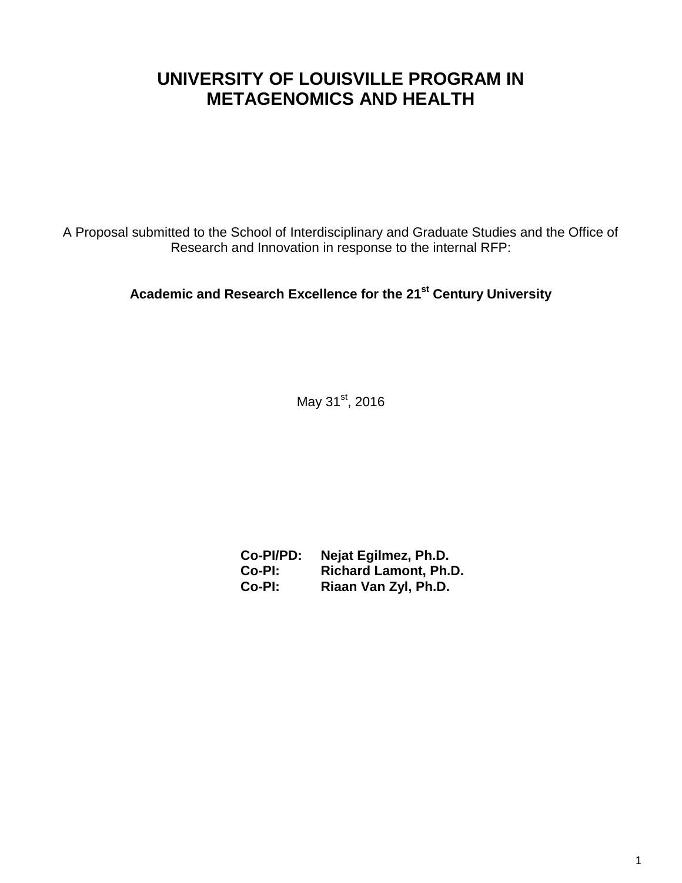# UNIVERSITY OF LOUISVILLE PROGRAM IN METAGENOMICS AND HEALTH

A Proposal submitted to the School of Interdisciplinary and Graduate Studies and the Office of Research and Innovation in response to the internal RFP:

**Academic and Research Excellence for the 21st Century University**

May 31st, 2016

**Co-PI/PD: Nejat Egilmez, Ph.D.**
**Co-PI: Richard Lamont, Ph.D.**
**Co-PI: Riaan Van Zyl, Ph.D.**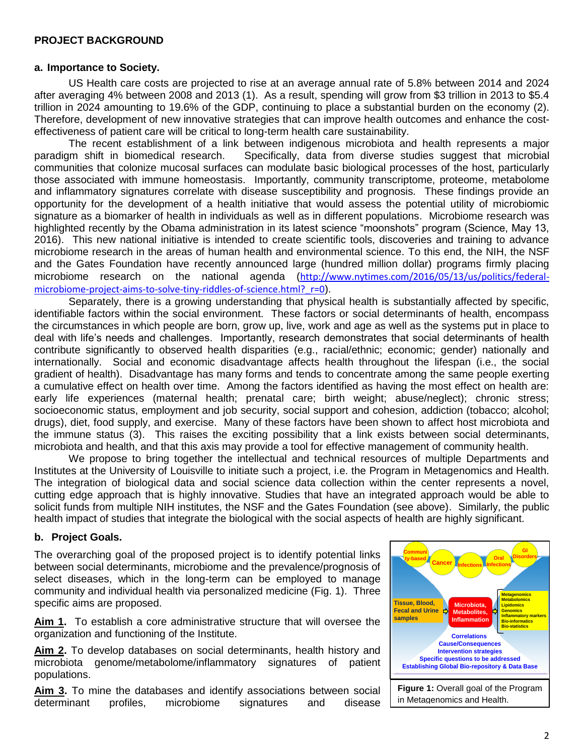## PROJECT BACKGROUND

### a. Importance to Society.

US Health care costs are projected to rise at an average annual rate of 5.8% between 2014 and 2024 after averaging 4% between 2008 and 2013 (1). As a result, spending will grow from $3 trillion in 2013 to $5.4 trillion in 2024 amounting to 19.6% of the GDP, continuing to place a substantial burden on the economy (2). Therefore, development of new innovative strategies that can improve health outcomes and enhance the cost-effectiveness of patient care will be critical to long-term health care sustainability.

The recent establishment of a link between indigenous microbiota and health represents a major paradigm shift in biomedical research. Specifically, data from diverse studies suggest that microbial communities that colonize mucosal surfaces can modulate basic biological processes of the host, particularly those associated with immune homeostasis. Importantly, community transcriptome, proteome, metabolome and inflammatory signatures correlate with disease susceptibility and prognosis. These findings provide an opportunity for the development of a health initiative that would assess the potential utility of microbiomic signature as a biomarker of health in individuals as well as in different populations. Microbiome research was highlighted recently by the Obama administration in its latest science "moonshots" program (Science, May 13, 2016). This new national initiative is intended to create scientific tools, discoveries and training to advance microbiome research in the areas of human health and environmental science. To this end, the NIH, the NSF and the Gates Foundation have recently announced large (hundred million dollar) programs firmly placing microbiome research on the national agenda (http://www.nytimes.com/2016/05/13/us/politics/federal-microbiome-project-aims-to-solve-tiny-riddles-of-science.html?_r=0).

Separately, there is a growing understanding that physical health is substantially affected by specific, identifiable factors within the social environment. These factors or social determinants of health, encompass the circumstances in which people are born, grow up, live, work and age as well as the systems put in place to deal with life's needs and challenges. Importantly, research demonstrates that social determinants of health contribute significantly to observed health disparities (e.g., racial/ethnic; economic; gender) nationally and internationally. Social and economic disadvantage affects health throughout the lifespan (i.e., the social gradient of health). Disadvantage has many forms and tends to concentrate among the same people exerting a cumulative effect on health over time. Among the factors identified as having the most effect on health are: early life experiences (maternal health; prenatal care; birth weight; abuse/neglect); chronic stress; socioeconomic status, employment and job security, social support and cohesion, addiction (tobacco; alcohol; drugs), diet, food supply, and exercise. Many of these factors have been shown to affect host microbiota and the immune status (3). This raises the exciting possibility that a link exists between social determinants, microbiota and health, and that this axis may provide a tool for effective management of community health.

We propose to bring together the intellectual and technical resources of multiple Departments and Institutes at the University of Louisville to initiate such a project, i.e. the Program in Metagenomics and Health. The integration of biological data and social science data collection within the center represents a novel, cutting edge approach that is highly innovative. Studies that have an integrated approach would be able to solicit funds from multiple NIH institutes, the NSF and the Gates Foundation (see above). Similarly, the public health impact of studies that integrate the biological with the social aspects of health are highly significant.

### b. Project Goals.

The overarching goal of the proposed project is to identify potential links between social determinants, microbiome and the prevalence/prognosis of select diseases, which in the long-term can be employed to manage community and individual health via personalized medicine (Fig. 1). Three specific aims are proposed.

**Aim 1.** To establish a core administrative structure that will oversee the organization and functioning of the Institute.

**Aim 2.** To develop databases on social determinants, health history and microbiota genome/metabolome/inflammatory signatures of patient populations.

**Aim 3.** To mine the databases and identify associations between social determinant profiles, microbiome signatures and disease

Community-based | Cancer | Infections | Oral Infections | GI Disorders

Tissue, Blood, Fecal and Urine samples → Microbiota, Metabolites, Inflammation → Metagenomics, Metabolomics, Lipidomics, Genomics, Inflammatory markers, Bio-informatics, Bio-statistics

Correlations
Cause/Consequences
Intervention strategies
Specific questions to be addressed
Establishing Global Bio-repository & Data Base

**Figure 1:** Overall goal of the Program in Metagenomics and Health.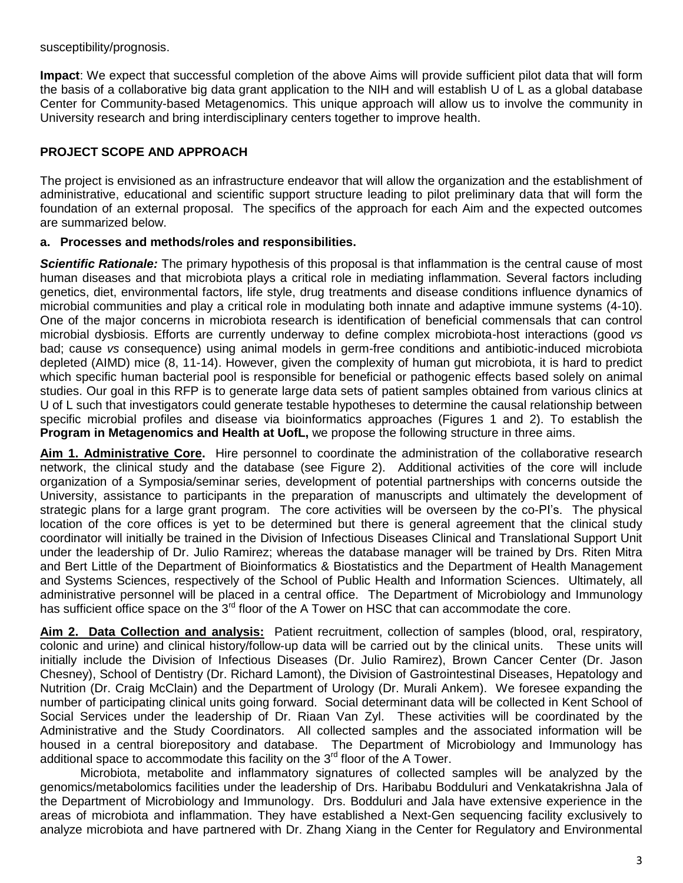susceptibility/prognosis.

**Impact**: We expect that successful completion of the above Aims will provide sufficient pilot data that will form the basis of a collaborative big data grant application to the NIH and will establish U of L as a global database Center for Community-based Metagenomics. This unique approach will allow us to involve the community in University research and bring interdisciplinary centers together to improve health.

## PROJECT SCOPE AND APPROACH

The project is envisioned as an infrastructure endeavor that will allow the organization and the establishment of administrative, educational and scientific support structure leading to pilot preliminary data that will form the foundation of an external proposal. The specifics of the approach for each Aim and the expected outcomes are summarized below.

### a. Processes and methods/roles and responsibilities.

***Scientific Rationale:*** The primary hypothesis of this proposal is that inflammation is the central cause of most human diseases and that microbiota plays a critical role in mediating inflammation. Several factors including genetics, diet, environmental factors, life style, drug treatments and disease conditions influence dynamics of microbial communities and play a critical role in modulating both innate and adaptive immune systems (4-10). One of the major concerns in microbiota research is identification of beneficial commensals that can control microbial dysbiosis. Efforts are currently underway to define complex microbiota-host interactions (good *vs* bad; cause *vs* consequence) using animal models in germ-free conditions and antibiotic-induced microbiota depleted (AIMD) mice (8, 11-14). However, given the complexity of human gut microbiota, it is hard to predict which specific human bacterial pool is responsible for beneficial or pathogenic effects based solely on animal studies. Our goal in this RFP is to generate large data sets of patient samples obtained from various clinics at U of L such that investigators could generate testable hypotheses to determine the causal relationship between specific microbial profiles and disease via bioinformatics approaches (Figures 1 and 2). To establish the **Program in Metagenomics and Health at UofL,** we propose the following structure in three aims.

**Aim 1. Administrative Core.** Hire personnel to coordinate the administration of the collaborative research network, the clinical study and the database (see Figure 2). Additional activities of the core will include organization of a Symposia/seminar series, development of potential partnerships with concerns outside the University, assistance to participants in the preparation of manuscripts and ultimately the development of strategic plans for a large grant program. The core activities will be overseen by the co-PI's. The physical location of the core offices is yet to be determined but there is general agreement that the clinical study coordinator will initially be trained in the Division of Infectious Diseases Clinical and Translational Support Unit under the leadership of Dr. Julio Ramirez; whereas the database manager will be trained by Drs. Riten Mitra and Bert Little of the Department of Bioinformatics & Biostatistics and the Department of Health Management and Systems Sciences, respectively of the School of Public Health and Information Sciences. Ultimately, all administrative personnel will be placed in a central office. The Department of Microbiology and Immunology has sufficient office space on the 3rd floor of the A Tower on HSC that can accommodate the core.

**Aim 2. Data Collection and analysis:** Patient recruitment, collection of samples (blood, oral, respiratory, colonic and urine) and clinical history/follow-up data will be carried out by the clinical units. These units will initially include the Division of Infectious Diseases (Dr. Julio Ramirez), Brown Cancer Center (Dr. Jason Chesney), School of Dentistry (Dr. Richard Lamont), the Division of Gastrointestinal Diseases, Hepatology and Nutrition (Dr. Craig McClain) and the Department of Urology (Dr. Murali Ankem). We foresee expanding the number of participating clinical units going forward. Social determinant data will be collected in Kent School of Social Services under the leadership of Dr. Riaan Van Zyl. These activities will be coordinated by the Administrative and the Study Coordinators. All collected samples and the associated information will be housed in a central biorepository and database. The Department of Microbiology and Immunology has additional space to accommodate this facility on the 3rd floor of the A Tower.

Microbiota, metabolite and inflammatory signatures of collected samples will be analyzed by the genomics/metabolomics facilities under the leadership of Drs. Haribabu Bodduluri and Venkatakrishna Jala of the Department of Microbiology and Immunology. Drs. Bodduluri and Jala have extensive experience in the areas of microbiota and inflammation. They have established a Next-Gen sequencing facility exclusively to analyze microbiota and have partnered with Dr. Zhang Xiang in the Center for Regulatory and Environmental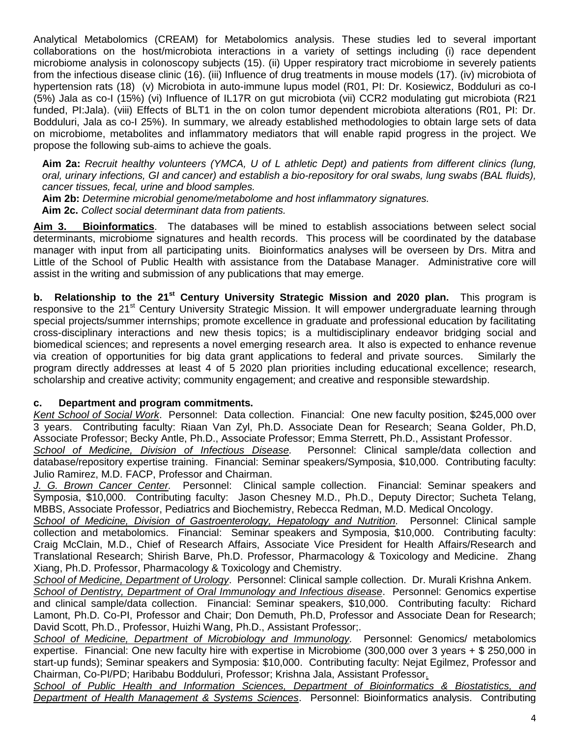Analytical Metabolomics (CREAM) for Metabolomics analysis. These studies led to several important collaborations on the host/microbiota interactions in a variety of settings including (i) race dependent microbiome analysis in colonoscopy subjects (15). (ii) Upper respiratory tract microbiome in severely patients from the infectious disease clinic (16). (iii) Influence of drug treatments in mouse models (17). (iv) microbiota of hypertension rats (18) (v) Microbiota in auto-immune lupus model (R01, PI: Dr. Kosiewicz, Bodduluri as co-I (5%) Jala as co-I (15%) (vi) Influence of IL17R on gut microbiota (vii) CCR2 modulating gut microbiota (R21 funded, PI:Jala). (viii) Effects of BLT1 in the on colon tumor dependent microbiota alterations (R01, PI: Dr. Bodduluri, Jala as co-I 25%). In summary, we already established methodologies to obtain large sets of data on microbiome, metabolites and inflammatory mediators that will enable rapid progress in the project. We propose the following sub-aims to achieve the goals.

**Aim 2a:** *Recruit healthy volunteers (YMCA, U of L athletic Dept) and patients from different clinics (lung, oral, urinary infections, GI and cancer) and establish a bio-repository for oral swabs, lung swabs (BAL fluids), cancer tissues, fecal, urine and blood samples.*

**Aim 2b:** *Determine microbial genome/metabolome and host inflammatory signatures.*

**Aim 2c.** *Collect social determinant data from patients.*

**Aim 3. Bioinformatics**. The databases will be mined to establish associations between select social determinants, microbiome signatures and health records. This process will be coordinated by the database manager with input from all participating units. Bioinformatics analyses will be overseen by Drs. Mitra and Little of the School of Public Health with assistance from the Database Manager. Administrative core will assist in the writing and submission of any publications that may emerge.

**b. Relationship to the 21st Century University Strategic Mission and 2020 plan.** This program is responsive to the 21st Century University Strategic Mission. It will empower undergraduate learning through special projects/summer internships; promote excellence in graduate and professional education by facilitating cross-disciplinary interactions and new thesis topics; is a multidisciplinary endeavor bridging social and biomedical sciences; and represents a novel emerging research area. It also is expected to enhance revenue via creation of opportunities for big data grant applications to federal and private sources. Similarly the program directly addresses at least 4 of 5 2020 plan priorities including educational excellence; research, scholarship and creative activity; community engagement; and creative and responsible stewardship.

**c. Department and program commitments.**

*Kent School of Social Work*. Personnel: Data collection. Financial: One new faculty position, $245,000 over 3 years. Contributing faculty: Riaan Van Zyl, Ph.D. Associate Dean for Research; Seana Golder, Ph.D, Associate Professor; Becky Antle, Ph.D., Associate Professor; Emma Sterrett, Ph.D., Assistant Professor.

*School of Medicine, Division of Infectious Disease.* Personnel: Clinical sample/data collection and database/repository expertise training. Financial: Seminar speakers/Symposia, $10,000. Contributing faculty: Julio Ramirez, M.D. FACP, Professor and Chairman.

*J. G. Brown Cancer Center.* Personnel: Clinical sample collection. Financial: Seminar speakers and Symposia, $10,000. Contributing faculty: Jason Chesney M.D., Ph.D., Deputy Director; Sucheta Telang, MBBS, Associate Professor, Pediatrics and Biochemistry, Rebecca Redman, M.D. Medical Oncology.

*School of Medicine, Division of Gastroenterology, Hepatology and Nutrition.* Personnel: Clinical sample collection and metabolomics. Financial: Seminar speakers and Symposia, $10,000. Contributing faculty: Craig McClain, M.D., Chief of Research Affairs, Associate Vice President for Health Affairs/Research and Translational Research; Shirish Barve, Ph.D. Professor, Pharmacology & Toxicology and Medicine. Zhang Xiang, Ph.D. Professor, Pharmacology & Toxicology and Chemistry.

*School of Medicine, Department of Urology*. Personnel: Clinical sample collection. Dr. Murali Krishna Ankem.

*School of Dentistry, Department of Oral Immunology and Infectious disease*. Personnel: Genomics expertise and clinical sample/data collection. Financial: Seminar speakers, $10,000. Contributing faculty: Richard Lamont, Ph.D. Co-PI, Professor and Chair; Don Demuth, Ph.D, Professor and Associate Dean for Research; David Scott, Ph.D., Professor, Huizhi Wang, Ph.D., Assistant Professor;.

*School of Medicine, Department of Microbiology and Immunology.* Personnel: Genomics/ metabolomics expertise. Financial: One new faculty hire with expertise in Microbiome (300,000 over 3 years + $ 250,000 in start-up funds); Seminar speakers and Symposia: $10,000. Contributing faculty: Nejat Egilmez, Professor and Chairman, Co-PI/PD; Haribabu Bodduluri, Professor; Krishna Jala, Assistant Professor.

*School of Public Health and Information Sciences, Department of Bioinformatics & Biostatistics, and Department of Health Management & Systems Sciences*. Personnel: Bioinformatics analysis. Contributing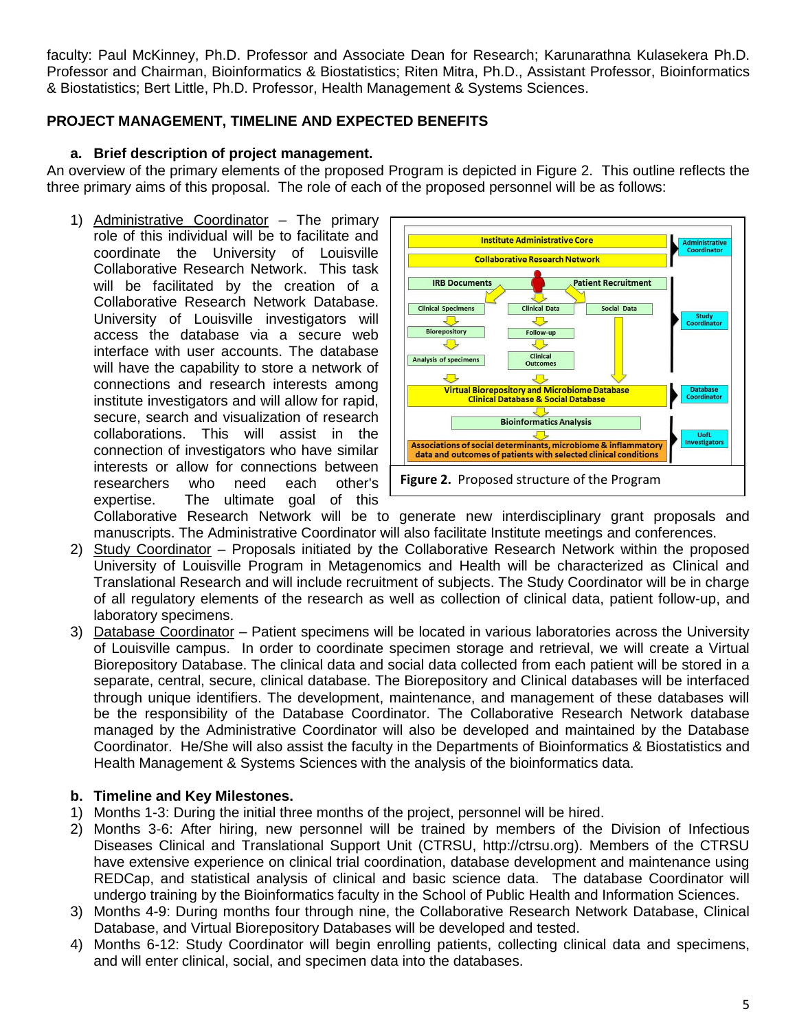faculty: Paul McKinney, Ph.D. Professor and Associate Dean for Research; Karunarathna Kulasekera Ph.D. Professor and Chairman, Bioinformatics & Biostatistics; Riten Mitra, Ph.D., Assistant Professor, Bioinformatics & Biostatistics; Bert Little, Ph.D. Professor, Health Management & Systems Sciences.

## PROJECT MANAGEMENT, TIMELINE AND EXPECTED BENEFITS

### a. Brief description of project management.

An overview of the primary elements of the proposed Program is depicted in Figure 2. This outline reflects the three primary aims of this proposal. The role of each of the proposed personnel will be as follows:

1) Administrative Coordinator – The primary role of this individual will be to facilitate and coordinate the University of Louisville Collaborative Research Network. This task will be facilitated by the creation of a Collaborative Research Network Database. University of Louisville investigators will access the database via a secure web interface with user accounts. The database will have the capability to store a network of connections and research interests among institute investigators and will allow for rapid, secure, search and visualization of research collaborations. This will assist in the connection of investigators who have similar interests or allow for connections between researchers who need each other's expertise. The ultimate goal of this Collaborative Research Network will be to generate new interdisciplinary grant proposals and manuscripts. The Administrative Coordinator will also facilitate Institute meetings and conferences.

**Figure 2.** Proposed structure of the Program

2) Study Coordinator – Proposals initiated by the Collaborative Research Network within the proposed University of Louisville Program in Metagenomics and Health will be characterized as Clinical and Translational Research and will include recruitment of subjects. The Study Coordinator will be in charge of all regulatory elements of the research as well as collection of clinical data, patient follow-up, and laboratory specimens.
3) Database Coordinator – Patient specimens will be located in various laboratories across the University of Louisville campus. In order to coordinate specimen storage and retrieval, we will create a Virtual Biorepository Database. The clinical data and social data collected from each patient will be stored in a separate, central, secure, clinical database. The Biorepository and Clinical databases will be interfaced through unique identifiers. The development, maintenance, and management of these databases will be the responsibility of the Database Coordinator. The Collaborative Research Network database managed by the Administrative Coordinator will also be developed and maintained by the Database Coordinator. He/She will also assist the faculty in the Departments of Bioinformatics & Biostatistics and Health Management & Systems Sciences with the analysis of the bioinformatics data.

### b. Timeline and Key Milestones.

1) Months 1-3: During the initial three months of the project, personnel will be hired.
2) Months 3-6: After hiring, new personnel will be trained by members of the Division of Infectious Diseases Clinical and Translational Support Unit (CTRSU, http://ctrsu.org). Members of the CTRSU have extensive experience on clinical trial coordination, database development and maintenance using REDCap, and statistical analysis of clinical and basic science data. The database Coordinator will undergo training by the Bioinformatics faculty in the School of Public Health and Information Sciences.
3) Months 4-9: During months four through nine, the Collaborative Research Network Database, Clinical Database, and Virtual Biorepository Databases will be developed and tested.
4) Months 6-12: Study Coordinator will begin enrolling patients, collecting clinical data and specimens, and will enter clinical, social, and specimen data into the databases.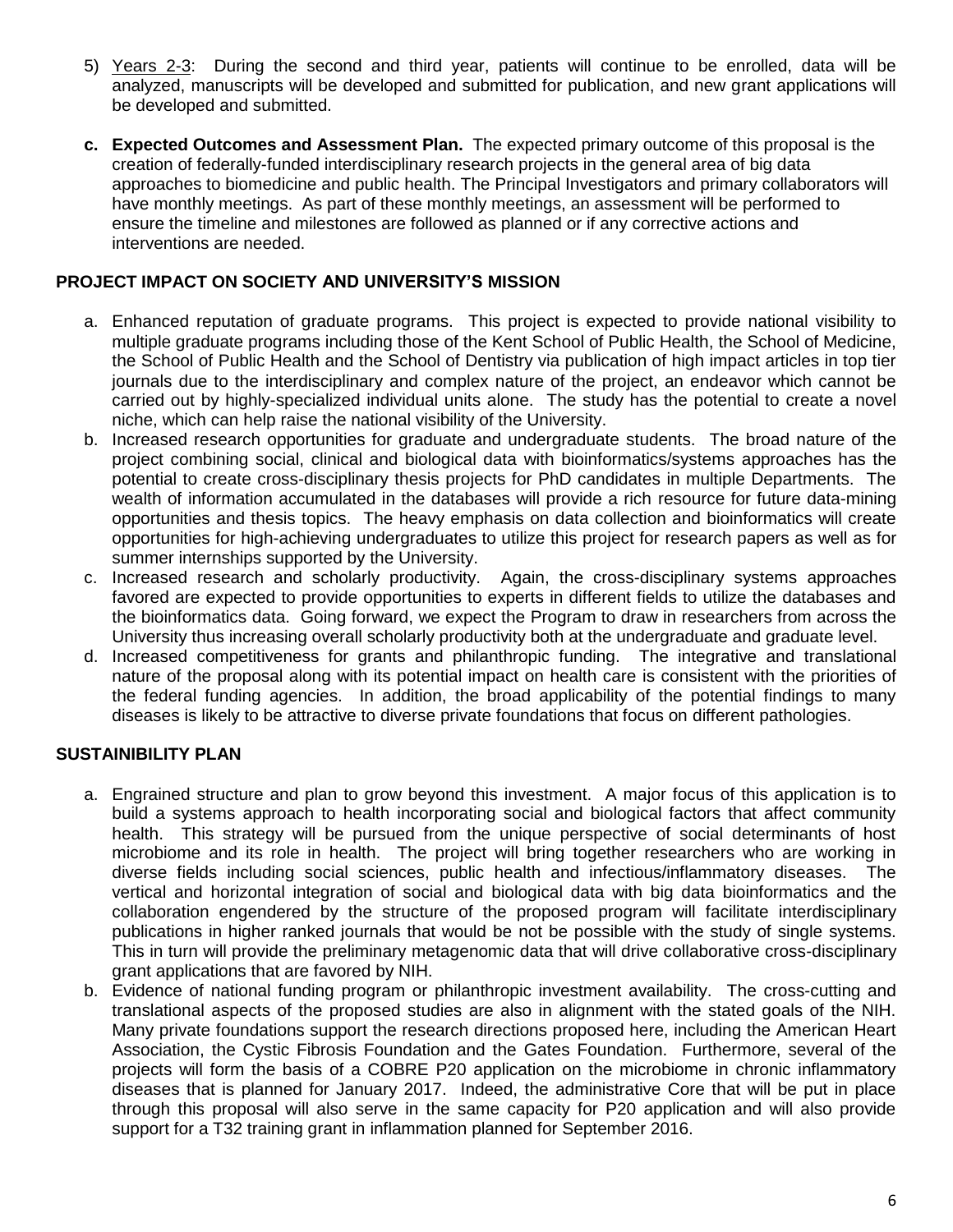5) Years 2-3: During the second and third year, patients will continue to be enrolled, data will be analyzed, manuscripts will be developed and submitted for publication, and new grant applications will be developed and submitted.

**c. Expected Outcomes and Assessment Plan.** The expected primary outcome of this proposal is the creation of federally-funded interdisciplinary research projects in the general area of big data approaches to biomedicine and public health. The Principal Investigators and primary collaborators will have monthly meetings. As part of these monthly meetings, an assessment will be performed to ensure the timeline and milestones are followed as planned or if any corrective actions and interventions are needed.

## PROJECT IMPACT ON SOCIETY AND UNIVERSITY'S MISSION

a. Enhanced reputation of graduate programs. This project is expected to provide national visibility to multiple graduate programs including those of the Kent School of Public Health, the School of Medicine, the School of Public Health and the School of Dentistry via publication of high impact articles in top tier journals due to the interdisciplinary and complex nature of the project, an endeavor which cannot be carried out by highly-specialized individual units alone. The study has the potential to create a novel niche, which can help raise the national visibility of the University.
b. Increased research opportunities for graduate and undergraduate students. The broad nature of the project combining social, clinical and biological data with bioinformatics/systems approaches has the potential to create cross-disciplinary thesis projects for PhD candidates in multiple Departments. The wealth of information accumulated in the databases will provide a rich resource for future data-mining opportunities and thesis topics. The heavy emphasis on data collection and bioinformatics will create opportunities for high-achieving undergraduates to utilize this project for research papers as well as for summer internships supported by the University.
c. Increased research and scholarly productivity. Again, the cross-disciplinary systems approaches favored are expected to provide opportunities to experts in different fields to utilize the databases and the bioinformatics data. Going forward, we expect the Program to draw in researchers from across the University thus increasing overall scholarly productivity both at the undergraduate and graduate level.
d. Increased competitiveness for grants and philanthropic funding. The integrative and translational nature of the proposal along with its potential impact on health care is consistent with the priorities of the federal funding agencies. In addition, the broad applicability of the potential findings to many diseases is likely to be attractive to diverse private foundations that focus on different pathologies.

## SUSTAINIBILITY PLAN

a. Engrained structure and plan to grow beyond this investment. A major focus of this application is to build a systems approach to health incorporating social and biological factors that affect community health. This strategy will be pursued from the unique perspective of social determinants of host microbiome and its role in health. The project will bring together researchers who are working in diverse fields including social sciences, public health and infectious/inflammatory diseases. The vertical and horizontal integration of social and biological data with big data bioinformatics and the collaboration engendered by the structure of the proposed program will facilitate interdisciplinary publications in higher ranked journals that would be not be possible with the study of single systems. This in turn will provide the preliminary metagenomic data that will drive collaborative cross-disciplinary grant applications that are favored by NIH.
b. Evidence of national funding program or philanthropic investment availability. The cross-cutting and translational aspects of the proposed studies are also in alignment with the stated goals of the NIH. Many private foundations support the research directions proposed here, including the American Heart Association, the Cystic Fibrosis Foundation and the Gates Foundation. Furthermore, several of the projects will form the basis of a COBRE P20 application on the microbiome in chronic inflammatory diseases that is planned for January 2017. Indeed, the administrative Core that will be put in place through this proposal will also serve in the same capacity for P20 application and will also provide support for a T32 training grant in inflammation planned for September 2016.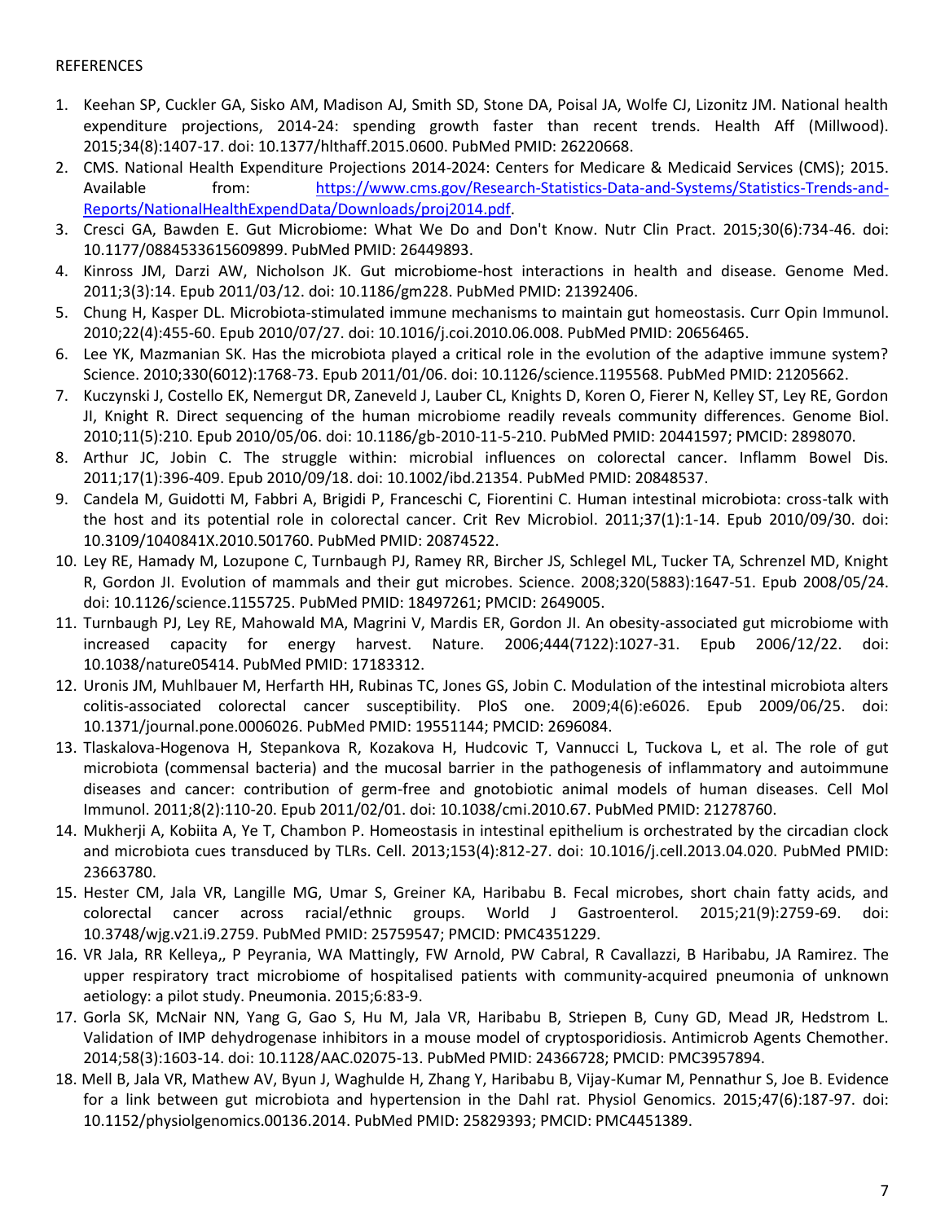REFERENCES

1. Keehan SP, Cuckler GA, Sisko AM, Madison AJ, Smith SD, Stone DA, Poisal JA, Wolfe CJ, Lizonitz JM. National health expenditure projections, 2014-24: spending growth faster than recent trends. Health Aff (Millwood). 2015;34(8):1407-17. doi: 10.1377/hlthaff.2015.0600. PubMed PMID: 26220668.
2. CMS. National Health Expenditure Projections 2014-2024: Centers for Medicare & Medicaid Services (CMS); 2015. Available from: https://www.cms.gov/Research-Statistics-Data-and-Systems/Statistics-Trends-and-Reports/NationalHealthExpendData/Downloads/proj2014.pdf.
3. Cresci GA, Bawden E. Gut Microbiome: What We Do and Don't Know. Nutr Clin Pract. 2015;30(6):734-46. doi: 10.1177/0884533615609899. PubMed PMID: 26449893.
4. Kinross JM, Darzi AW, Nicholson JK. Gut microbiome-host interactions in health and disease. Genome Med. 2011;3(3):14. Epub 2011/03/12. doi: 10.1186/gm228. PubMed PMID: 21392406.
5. Chung H, Kasper DL. Microbiota-stimulated immune mechanisms to maintain gut homeostasis. Curr Opin Immunol. 2010;22(4):455-60. Epub 2010/07/27. doi: 10.1016/j.coi.2010.06.008. PubMed PMID: 20656465.
6. Lee YK, Mazmanian SK. Has the microbiota played a critical role in the evolution of the adaptive immune system? Science. 2010;330(6012):1768-73. Epub 2011/01/06. doi: 10.1126/science.1195568. PubMed PMID: 21205662.
7. Kuczynski J, Costello EK, Nemergut DR, Zaneveld J, Lauber CL, Knights D, Koren O, Fierer N, Kelley ST, Ley RE, Gordon JI, Knight R. Direct sequencing of the human microbiome readily reveals community differences. Genome Biol. 2010;11(5):210. Epub 2010/05/06. doi: 10.1186/gb-2010-11-5-210. PubMed PMID: 20441597; PMCID: 2898070.
8. Arthur JC, Jobin C. The struggle within: microbial influences on colorectal cancer. Inflamm Bowel Dis. 2011;17(1):396-409. Epub 2010/09/18. doi: 10.1002/ibd.21354. PubMed PMID: 20848537.
9. Candela M, Guidotti M, Fabbri A, Brigidi P, Franceschi C, Fiorentini C. Human intestinal microbiota: cross-talk with the host and its potential role in colorectal cancer. Crit Rev Microbiol. 2011;37(1):1-14. Epub 2010/09/30. doi: 10.3109/1040841X.2010.501760. PubMed PMID: 20874522.
10. Ley RE, Hamady M, Lozupone C, Turnbaugh PJ, Ramey RR, Bircher JS, Schlegel ML, Tucker TA, Schrenzel MD, Knight R, Gordon JI. Evolution of mammals and their gut microbes. Science. 2008;320(5883):1647-51. Epub 2008/05/24. doi: 10.1126/science.1155725. PubMed PMID: 18497261; PMCID: 2649005.
11. Turnbaugh PJ, Ley RE, Mahowald MA, Magrini V, Mardis ER, Gordon JI. An obesity-associated gut microbiome with increased capacity for energy harvest. Nature. 2006;444(7122):1027-31. Epub 2006/12/22. doi: 10.1038/nature05414. PubMed PMID: 17183312.
12. Uronis JM, Muhlbauer M, Herfarth HH, Rubinas TC, Jones GS, Jobin C. Modulation of the intestinal microbiota alters colitis-associated colorectal cancer susceptibility. PloS one. 2009;4(6):e6026. Epub 2009/06/25. doi: 10.1371/journal.pone.0006026. PubMed PMID: 19551144; PMCID: 2696084.
13. Tlaskalova-Hogenova H, Stepankova R, Kozakova H, Hudcovic T, Vannucci L, Tuckova L, et al. The role of gut microbiota (commensal bacteria) and the mucosal barrier in the pathogenesis of inflammatory and autoimmune diseases and cancer: contribution of germ-free and gnotobiotic animal models of human diseases. Cell Mol Immunol. 2011;8(2):110-20. Epub 2011/02/01. doi: 10.1038/cmi.2010.67. PubMed PMID: 21278760.
14. Mukherji A, Kobiita A, Ye T, Chambon P. Homeostasis in intestinal epithelium is orchestrated by the circadian clock and microbiota cues transduced by TLRs. Cell. 2013;153(4):812-27. doi: 10.1016/j.cell.2013.04.020. PubMed PMID: 23663780.
15. Hester CM, Jala VR, Langille MG, Umar S, Greiner KA, Haribabu B. Fecal microbes, short chain fatty acids, and colorectal cancer across racial/ethnic groups. World J Gastroenterol. 2015;21(9):2759-69. doi: 10.3748/wjg.v21.i9.2759. PubMed PMID: 25759547; PMCID: PMC4351229.
16. VR Jala, RR Kelleya,, P Peyrania, WA Mattingly, FW Arnold, PW Cabral, R Cavallazzi, B Haribabu, JA Ramirez. The upper respiratory tract microbiome of hospitalised patients with community-acquired pneumonia of unknown aetiology: a pilot study. Pneumonia. 2015;6:83-9.
17. Gorla SK, McNair NN, Yang G, Gao S, Hu M, Jala VR, Haribabu B, Striepen B, Cuny GD, Mead JR, Hedstrom L. Validation of IMP dehydrogenase inhibitors in a mouse model of cryptosporidiosis. Antimicrob Agents Chemother. 2014;58(3):1603-14. doi: 10.1128/AAC.02075-13. PubMed PMID: 24366728; PMCID: PMC3957894.
18. Mell B, Jala VR, Mathew AV, Byun J, Waghulde H, Zhang Y, Haribabu B, Vijay-Kumar M, Pennathur S, Joe B. Evidence for a link between gut microbiota and hypertension in the Dahl rat. Physiol Genomics. 2015;47(6):187-97. doi: 10.1152/physiolgenomics.00136.2014. PubMed PMID: 25829393; PMCID: PMC4451389.